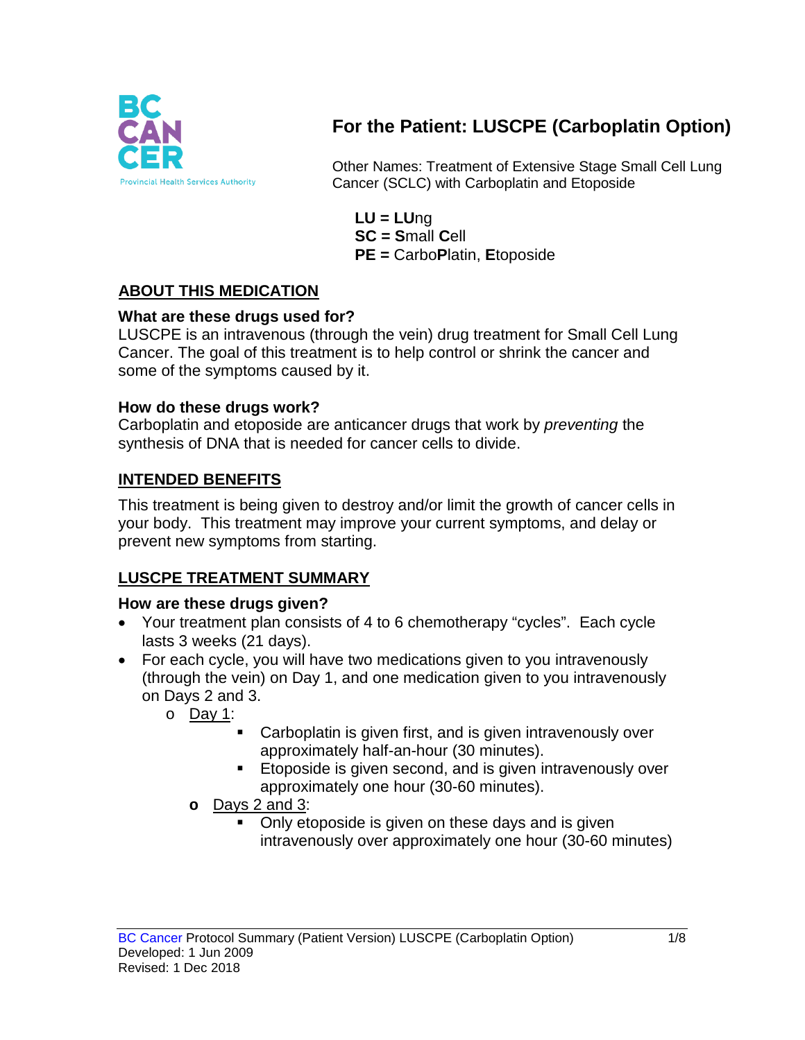# For the Patient: LUSCPE (Carboplatin Option)

Other Names: Treatment of Extensive Stage Small Cell Lung Cancer (SCLC) with Carboplatin and Etoposide

**LU = LU**ng
**SC = S**mall **C**ell
**PE =** Carbo**P**latin, **E**toposide

## ABOUT THIS MEDICATION

### What are these drugs used for?

LUSCPE is an intravenous (through the vein) drug treatment for Small Cell Lung Cancer. The goal of this treatment is to help control or shrink the cancer and some of the symptoms caused by it.

### How do these drugs work?

Carboplatin and etoposide are anticancer drugs that work by *preventing* the synthesis of DNA that is needed for cancer cells to divide.

## INTENDED BENEFITS

This treatment is being given to destroy and/or limit the growth of cancer cells in your body. This treatment may improve your current symptoms, and delay or prevent new symptoms from starting.

## LUSCPE TREATMENT SUMMARY

### How are these drugs given?

- Your treatment plan consists of 4 to 6 chemotherapy "cycles". Each cycle lasts 3 weeks (21 days).
- For each cycle, you will have two medications given to you intravenously (through the vein) on Day 1, and one medication given to you intravenously on Days 2 and 3.
  - Day 1:
    - Carboplatin is given first, and is given intravenously over approximately half-an-hour (30 minutes).
    - Etoposide is given second, and is given intravenously over approximately one hour (30-60 minutes).
  - Days 2 and 3:
    - Only etoposide is given on these days and is given intravenously over approximately one hour (30-60 minutes)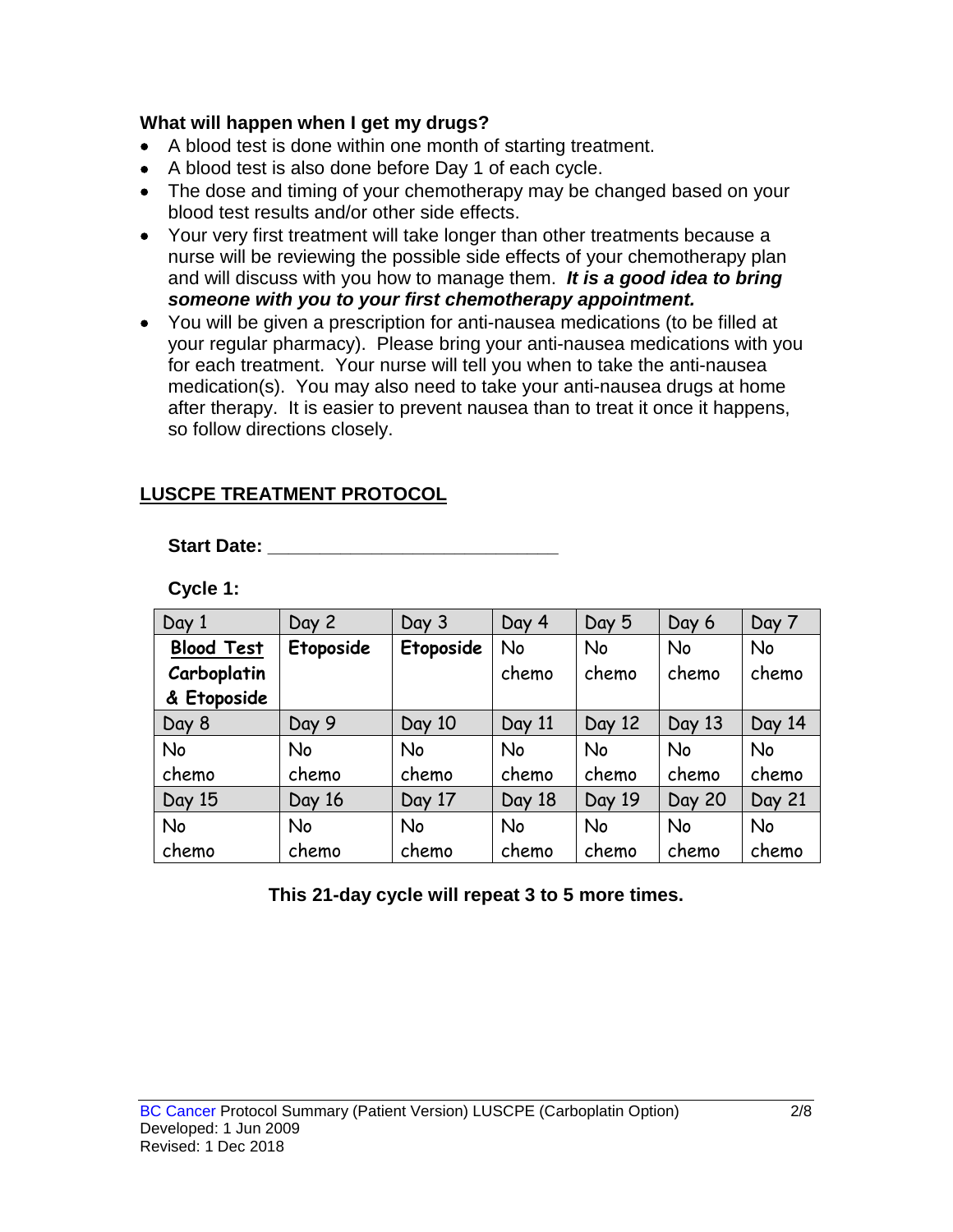**What will happen when I get my drugs?**

- A blood test is done within one month of starting treatment.
- A blood test is also done before Day 1 of each cycle.
- The dose and timing of your chemotherapy may be changed based on your blood test results and/or other side effects.
- Your very first treatment will take longer than other treatments because a nurse will be reviewing the possible side effects of your chemotherapy plan and will discuss with you how to manage them. ***It is a good idea to bring someone with you to your first chemotherapy appointment.***
- You will be given a prescription for anti-nausea medications (to be filled at your regular pharmacy). Please bring your anti-nausea medications with you for each treatment. Your nurse will tell you when to take the anti-nausea medication(s). You may also need to take your anti-nausea drugs at home after therapy. It is easier to prevent nausea than to treat it once it happens, so follow directions closely.

## LUSCPE TREATMENT PROTOCOL

**Start Date: ____________________________**

**Cycle 1:**

| Day 1 | Day 2 | Day 3 | Day 4 | Day 5 | Day 6 | Day 7 |
|---|---|---|---|---|---|---|
| **Blood Test** **Carboplatin & Etoposide** | **Etoposide** | **Etoposide** | No chemo | No chemo | No chemo | No chemo |
| Day 8 | Day 9 | Day 10 | Day 11 | Day 12 | Day 13 | Day 14 |
| No chemo | No chemo | No chemo | No chemo | No chemo | No chemo | No chemo |
| Day 15 | Day 16 | Day 17 | Day 18 | Day 19 | Day 20 | Day 21 |
| No chemo | No chemo | No chemo | No chemo | No chemo | No chemo | No chemo |

**This 21-day cycle will repeat 3 to 5 more times.**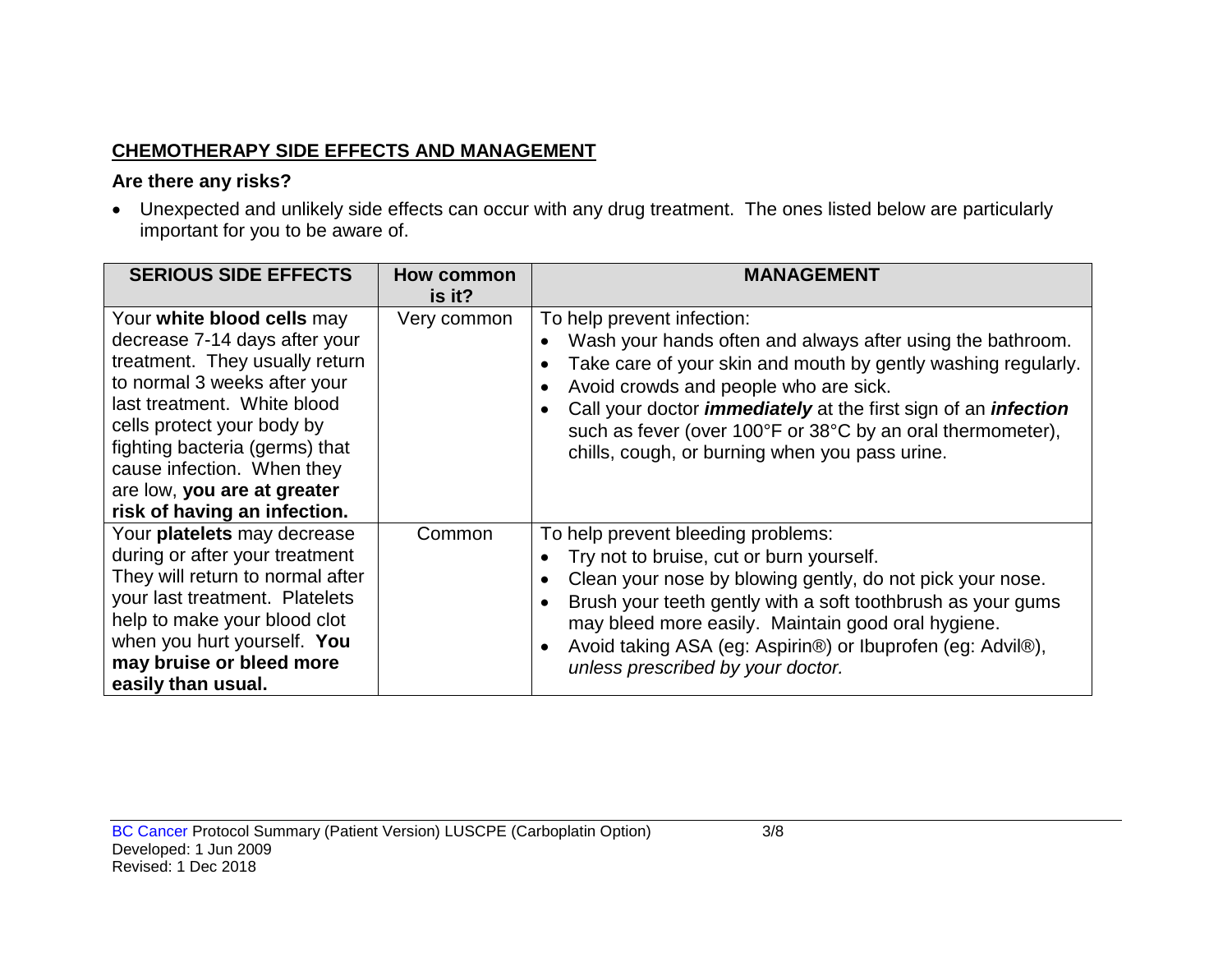## CHEMOTHERAPY SIDE EFFECTS AND MANAGEMENT

### Are there any risks?

- Unexpected and unlikely side effects can occur with any drug treatment. The ones listed below are particularly important for you to be aware of.

| SERIOUS SIDE EFFECTS | How common is it? | MANAGEMENT |
| --- | --- | --- |
| Your **white blood cells** may decrease 7-14 days after your treatment. They usually return to normal 3 weeks after your last treatment. White blood cells protect your body by fighting bacteria (germs) that cause infection. When they are low, **you are at greater risk of having an infection.** | Very common | To help prevent infection:<br>• Wash your hands often and always after using the bathroom.<br>• Take care of your skin and mouth by gently washing regularly.<br>• Avoid crowds and people who are sick.<br>• Call your doctor ***immediately*** at the first sign of an ***infection*** such as fever (over 100°F or 38°C by an oral thermometer), chills, cough, or burning when you pass urine. |
| Your **platelets** may decrease during or after your treatment They will return to normal after your last treatment. Platelets help to make your blood clot when you hurt yourself. **You may bruise or bleed more easily than usual.** | Common | To help prevent bleeding problems:<br>• Try not to bruise, cut or burn yourself.<br>• Clean your nose by blowing gently, do not pick your nose.<br>• Brush your teeth gently with a soft toothbrush as your gums may bleed more easily. Maintain good oral hygiene.<br>• Avoid taking ASA (eg: Aspirin®) or Ibuprofen (eg: Advil®), *unless prescribed by your doctor.* |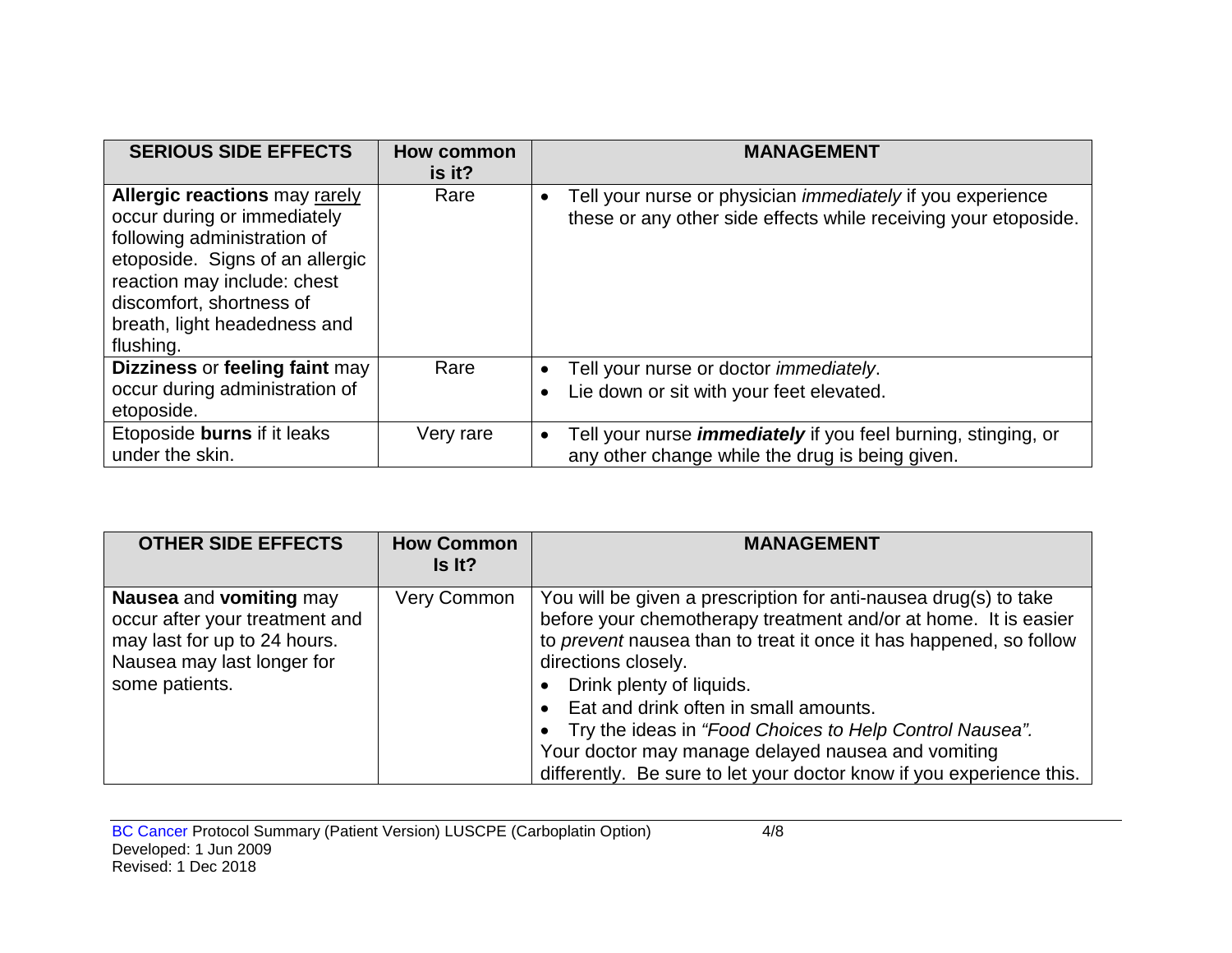| SERIOUS SIDE EFFECTS | How common is it? | MANAGEMENT |
|---|---|---|
| **Allergic reactions** may rarely occur during or immediately following administration of etoposide. Signs of an allergic reaction may include: chest discomfort, shortness of breath, light headedness and flushing. | Rare | • Tell your nurse or physician *immediately* if you experience these or any other side effects while receiving your etoposide. |
| **Dizziness** or **feeling faint** may occur during administration of etoposide. | Rare | • Tell your nurse or doctor *immediately*.<br>• Lie down or sit with your feet elevated. |
| Etoposide **burns** if it leaks under the skin. | Very rare | • Tell your nurse ***immediately*** if you feel burning, stinging, or any other change while the drug is being given. |

| OTHER SIDE EFFECTS | How Common Is It? | MANAGEMENT |
|---|---|---|
| **Nausea** and **vomiting** may occur after your treatment and may last for up to 24 hours. Nausea may last longer for some patients. | Very Common | You will be given a prescription for anti-nausea drug(s) to take before your chemotherapy treatment and/or at home. It is easier to *prevent* nausea than to treat it once it has happened, so follow directions closely.<br>• Drink plenty of liquids.<br>• Eat and drink often in small amounts.<br>• Try the ideas in *"Food Choices to Help Control Nausea".*<br>Your doctor may manage delayed nausea and vomiting differently. Be sure to let your doctor know if you experience this. |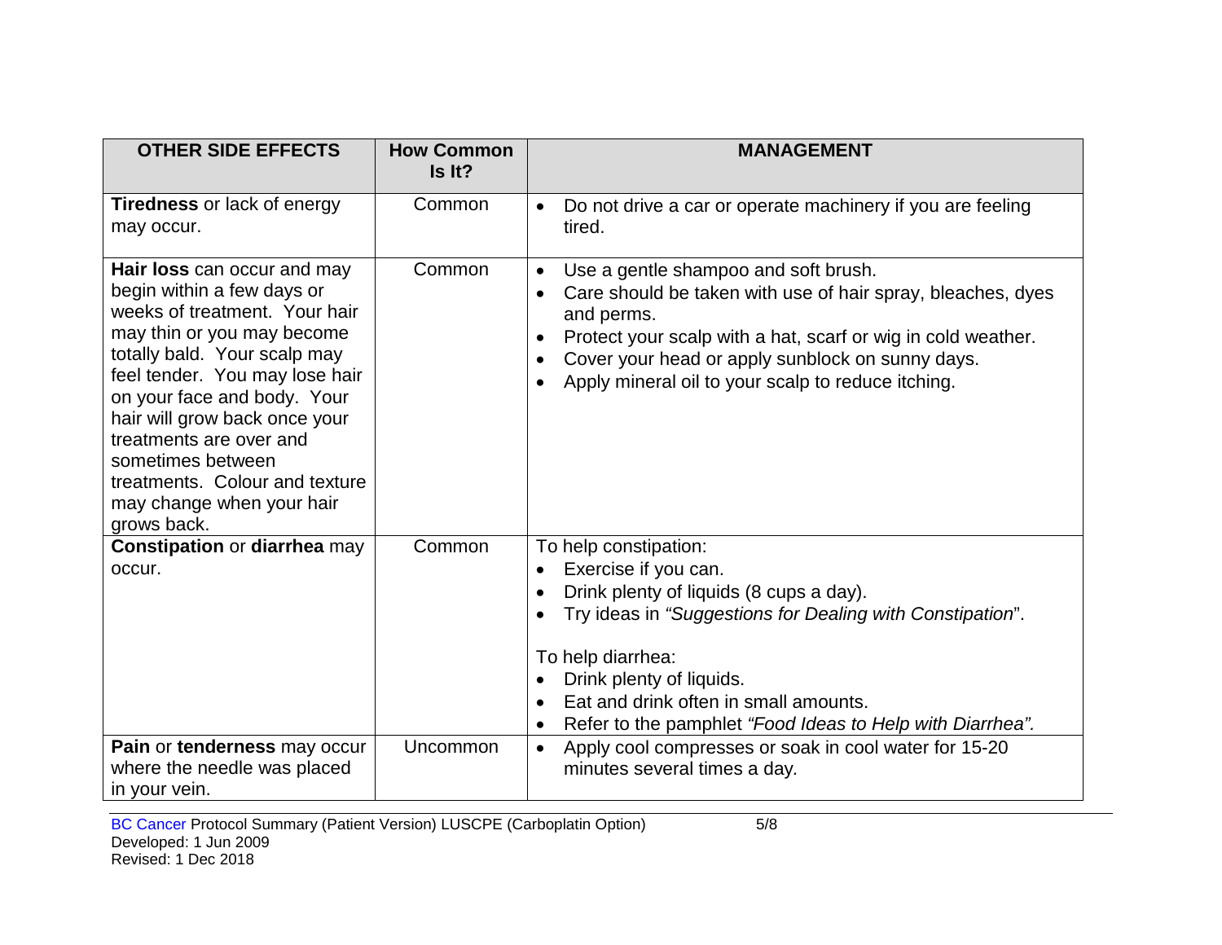| OTHER SIDE EFFECTS | How Common Is It? | MANAGEMENT |
|---|---|---|
| **Tiredness** or lack of energy may occur. | Common | • Do not drive a car or operate machinery if you are feeling tired. |
| **Hair loss** can occur and may begin within a few days or weeks of treatment. Your hair may thin or you may become totally bald. Your scalp may feel tender. You may lose hair on your face and body. Your hair will grow back once your treatments are over and sometimes between treatments. Colour and texture may change when your hair grows back. | Common | • Use a gentle shampoo and soft brush.<br>• Care should be taken with use of hair spray, bleaches, dyes and perms.<br>• Protect your scalp with a hat, scarf or wig in cold weather.<br>• Cover your head or apply sunblock on sunny days.<br>• Apply mineral oil to your scalp to reduce itching. |
| **Constipation** or **diarrhea** may occur. | Common | To help constipation:<br>• Exercise if you can.<br>• Drink plenty of liquids (8 cups a day).<br>• Try ideas in *"Suggestions for Dealing with Constipation*".<br><br>To help diarrhea:<br>• Drink plenty of liquids.<br>• Eat and drink often in small amounts.<br>• Refer to the pamphlet *"Food Ideas to Help with Diarrhea".* |
| **Pain** or **tenderness** may occur where the needle was placed in your vein. | Uncommon | • Apply cool compresses or soak in cool water for 15-20 minutes several times a day. |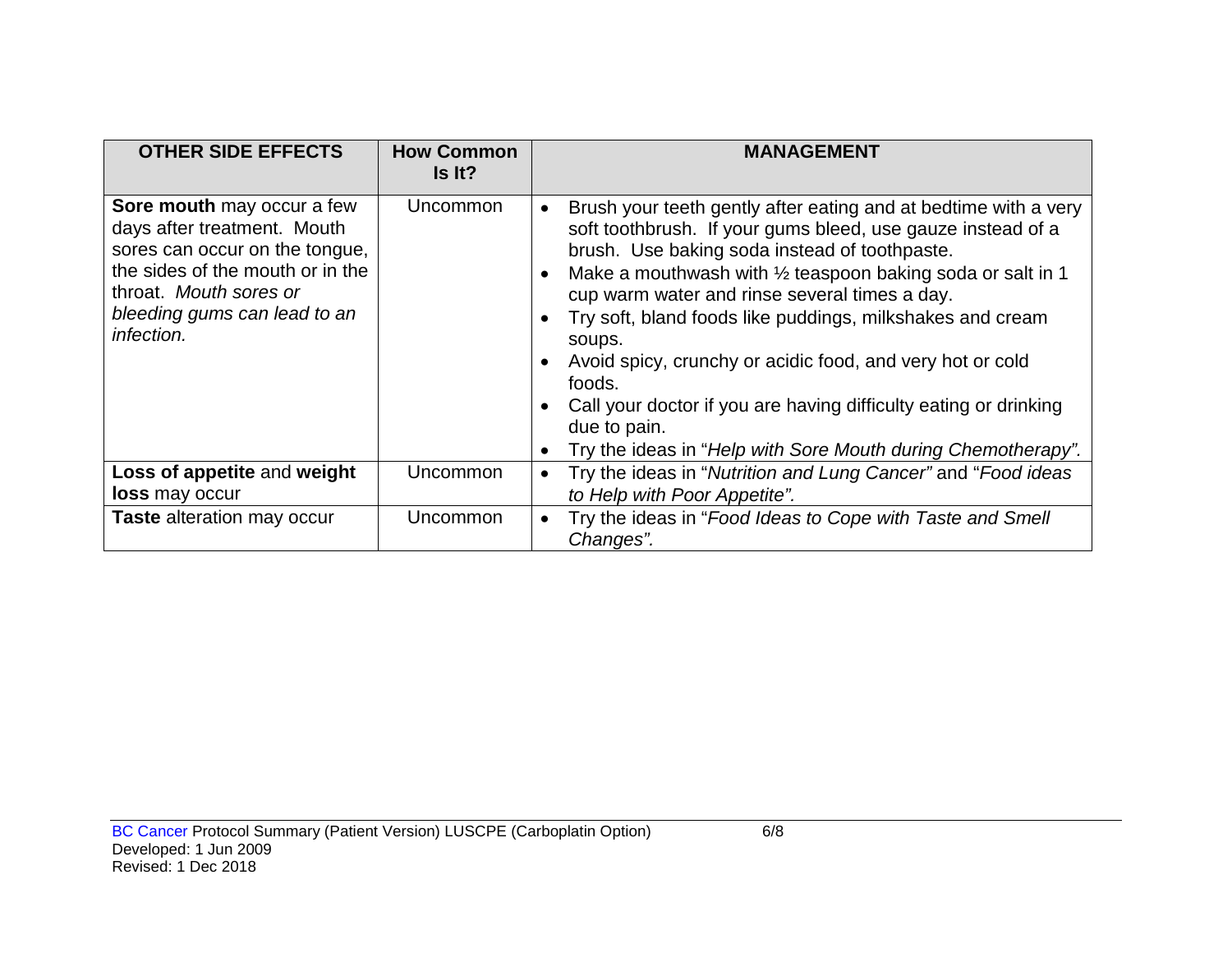| OTHER SIDE EFFECTS | How Common Is It? | MANAGEMENT |
|---|---|---|
| **Sore mouth** may occur a few days after treatment. Mouth sores can occur on the tongue, the sides of the mouth or in the throat. *Mouth sores or bleeding gums can lead to an infection.* | Uncommon | • Brush your teeth gently after eating and at bedtime with a very soft toothbrush. If your gums bleed, use gauze instead of a brush. Use baking soda instead of toothpaste.<br>• Make a mouthwash with ½ teaspoon baking soda or salt in 1 cup warm water and rinse several times a day.<br>• Try soft, bland foods like puddings, milkshakes and cream soups.<br>• Avoid spicy, crunchy or acidic food, and very hot or cold foods.<br>• Call your doctor if you are having difficulty eating or drinking due to pain.<br>• Try the ideas in "*Help with Sore Mouth during Chemotherapy".* |
| **Loss of appetite** and **weight loss** may occur | Uncommon | • Try the ideas in "*Nutrition and Lung Cancer"* and "*Food ideas to Help with Poor Appetite".* |
| **Taste** alteration may occur | Uncommon | • Try the ideas in "*Food Ideas to Cope with Taste and Smell Changes".* |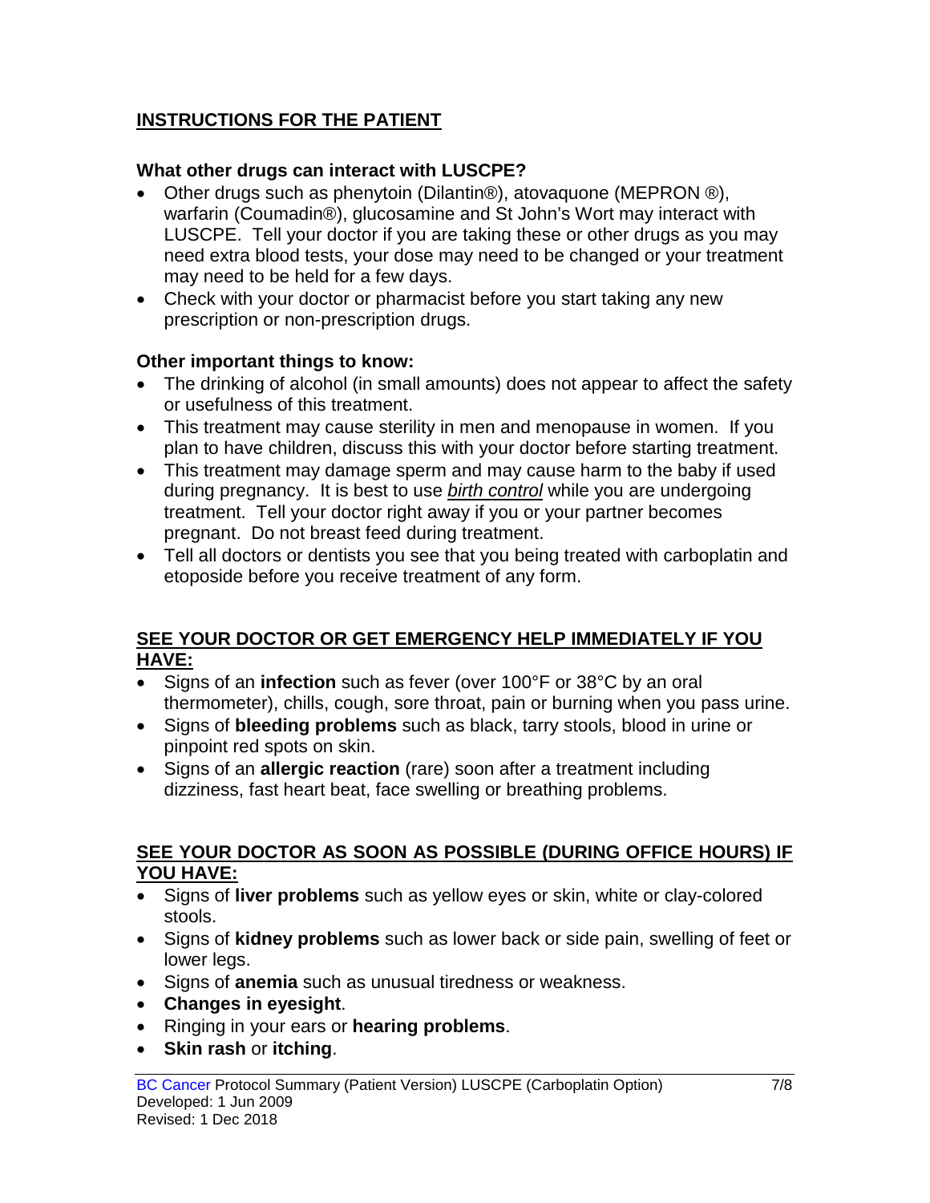## INSTRUCTIONS FOR THE PATIENT

### What other drugs can interact with LUSCPE?

- Other drugs such as phenytoin (Dilantin®), atovaquone (MEPRON ®), warfarin (Coumadin®), glucosamine and St John's Wort may interact with LUSCPE. Tell your doctor if you are taking these or other drugs as you may need extra blood tests, your dose may need to be changed or your treatment may need to be held for a few days.
- Check with your doctor or pharmacist before you start taking any new prescription or non-prescription drugs.

### Other important things to know:

- The drinking of alcohol (in small amounts) does not appear to affect the safety or usefulness of this treatment.
- This treatment may cause sterility in men and menopause in women. If you plan to have children, discuss this with your doctor before starting treatment.
- This treatment may damage sperm and may cause harm to the baby if used during pregnancy. It is best to use *birth control* while you are undergoing treatment. Tell your doctor right away if you or your partner becomes pregnant. Do not breast feed during treatment.
- Tell all doctors or dentists you see that you being treated with carboplatin and etoposide before you receive treatment of any form.

### SEE YOUR DOCTOR OR GET EMERGENCY HELP IMMEDIATELY IF YOU HAVE:

- Signs of an **infection** such as fever (over 100°F or 38°C by an oral thermometer), chills, cough, sore throat, pain or burning when you pass urine.
- Signs of **bleeding problems** such as black, tarry stools, blood in urine or pinpoint red spots on skin.
- Signs of an **allergic reaction** (rare) soon after a treatment including dizziness, fast heart beat, face swelling or breathing problems.

### SEE YOUR DOCTOR AS SOON AS POSSIBLE (DURING OFFICE HOURS) IF YOU HAVE:

- Signs of **liver problems** such as yellow eyes or skin, white or clay-colored stools.
- Signs of **kidney problems** such as lower back or side pain, swelling of feet or lower legs.
- Signs of **anemia** such as unusual tiredness or weakness.
- **Changes in eyesight**.
- Ringing in your ears or **hearing problems**.
- **Skin rash** or **itching**.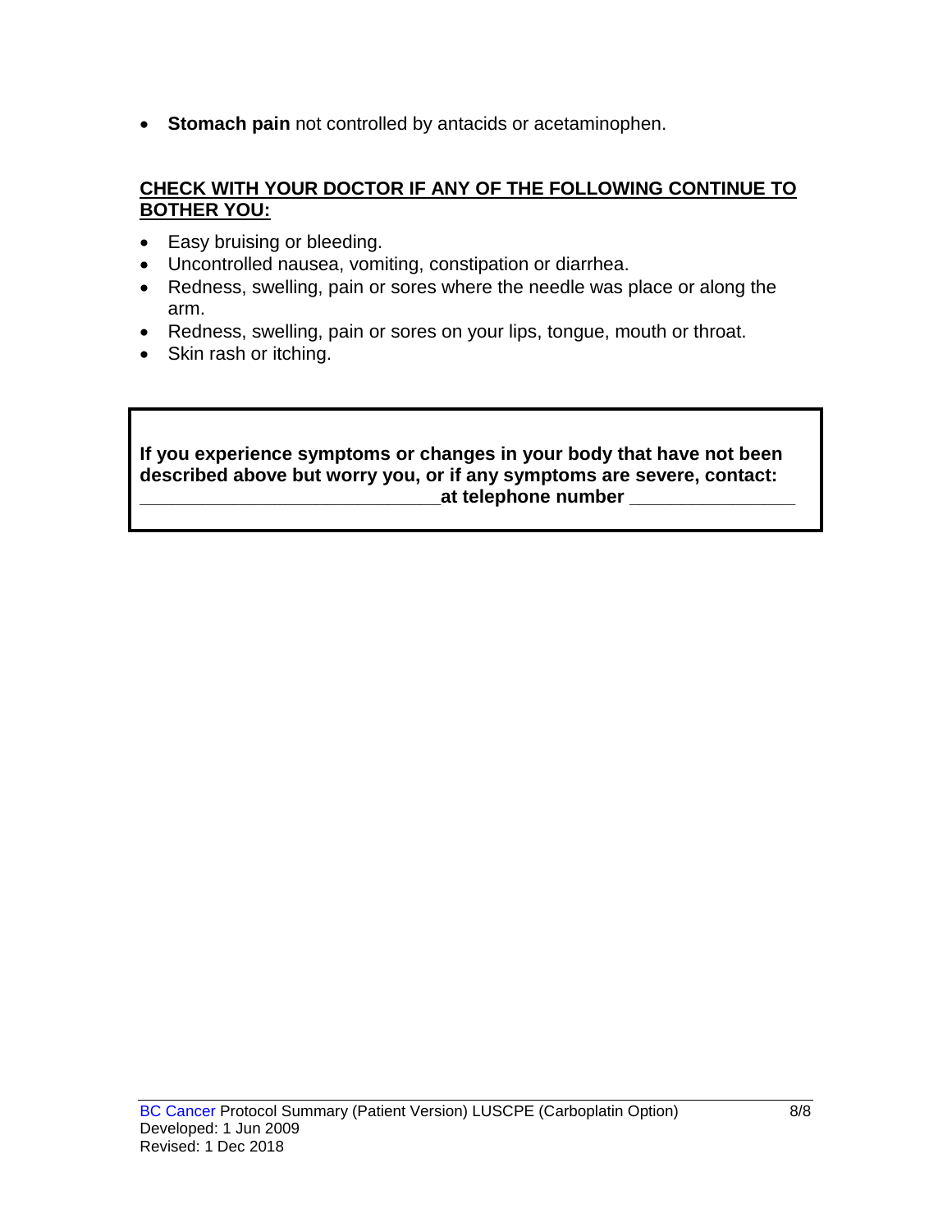- **Stomach pain** not controlled by antacids or acetaminophen.

**CHECK WITH YOUR DOCTOR IF ANY OF THE FOLLOWING CONTINUE TO BOTHER YOU:**

- Easy bruising or bleeding.
- Uncontrolled nausea, vomiting, constipation or diarrhea.
- Redness, swelling, pain or sores where the needle was place or along the arm.
- Redness, swelling, pain or sores on your lips, tongue, mouth or throat.
- Skin rash or itching.

**If you experience symptoms or changes in your body that have not been described above but worry you, or if any symptoms are severe, contact: ____________________________at telephone number _______________**